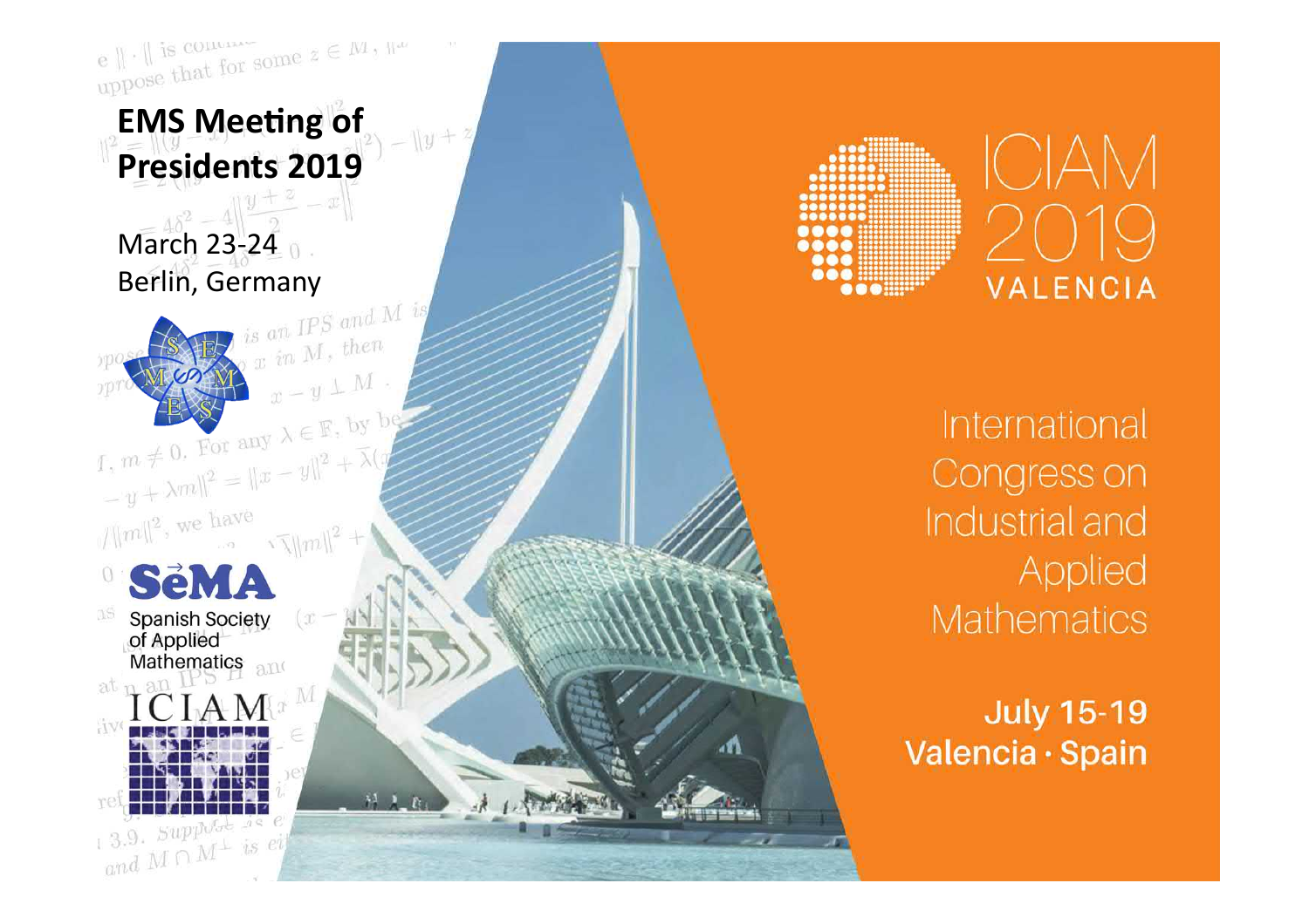# EMS Meeting of Presidents 2019

March 23-24
Berlin, Germany

SeMA
Spanish Society of Applied Mathematics

ICIAM

ICIAM 2019 VALENCIA

International Congress on Industrial and Applied Mathematics

**July 15-19**
**Valencia · Spain**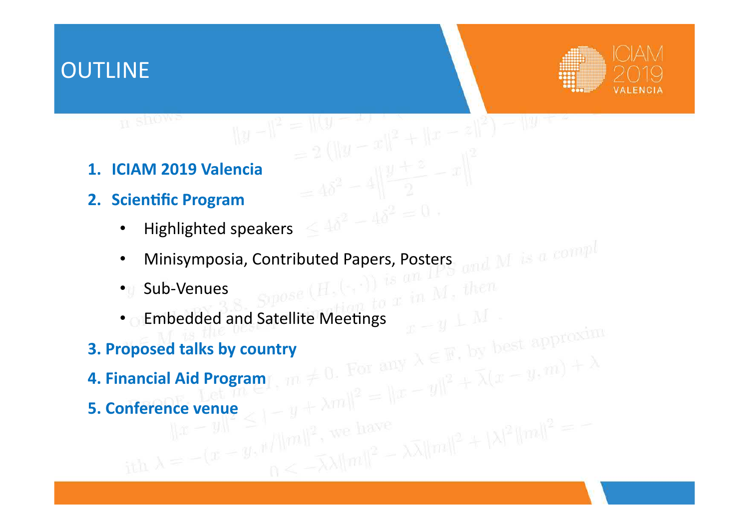# OUTLINE

1. **ICIAM 2019 Valencia**
2. **Scientific Program**
   - Highlighted speakers
   - Minisymposia, Contributed Papers, Posters
   - Sub-Venues
   - Embedded and Satellite Meetings
3. **Proposed talks by country**
4. **Financial Aid Program**
5. **Conference venue**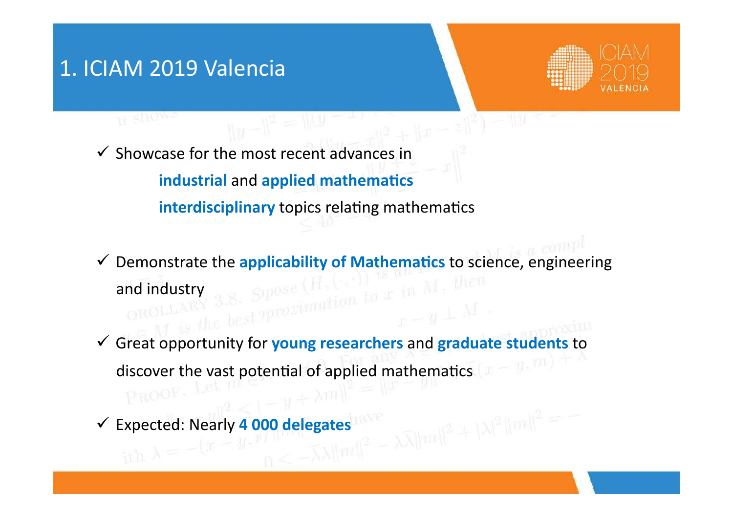# 1. ICIAM 2019 Valencia

- ✓ Showcase for the most recent advances in
  - **industrial** and **applied mathematics**
  - **interdisciplinary** topics relating mathematics

- ✓ Demonstrate the **applicability of Mathematics** to science, engineering and industry

- ✓ Great opportunity for **young researchers** and **graduate students** to discover the vast potential of applied mathematics

- ✓ Expected: Nearly **4 000 delegates**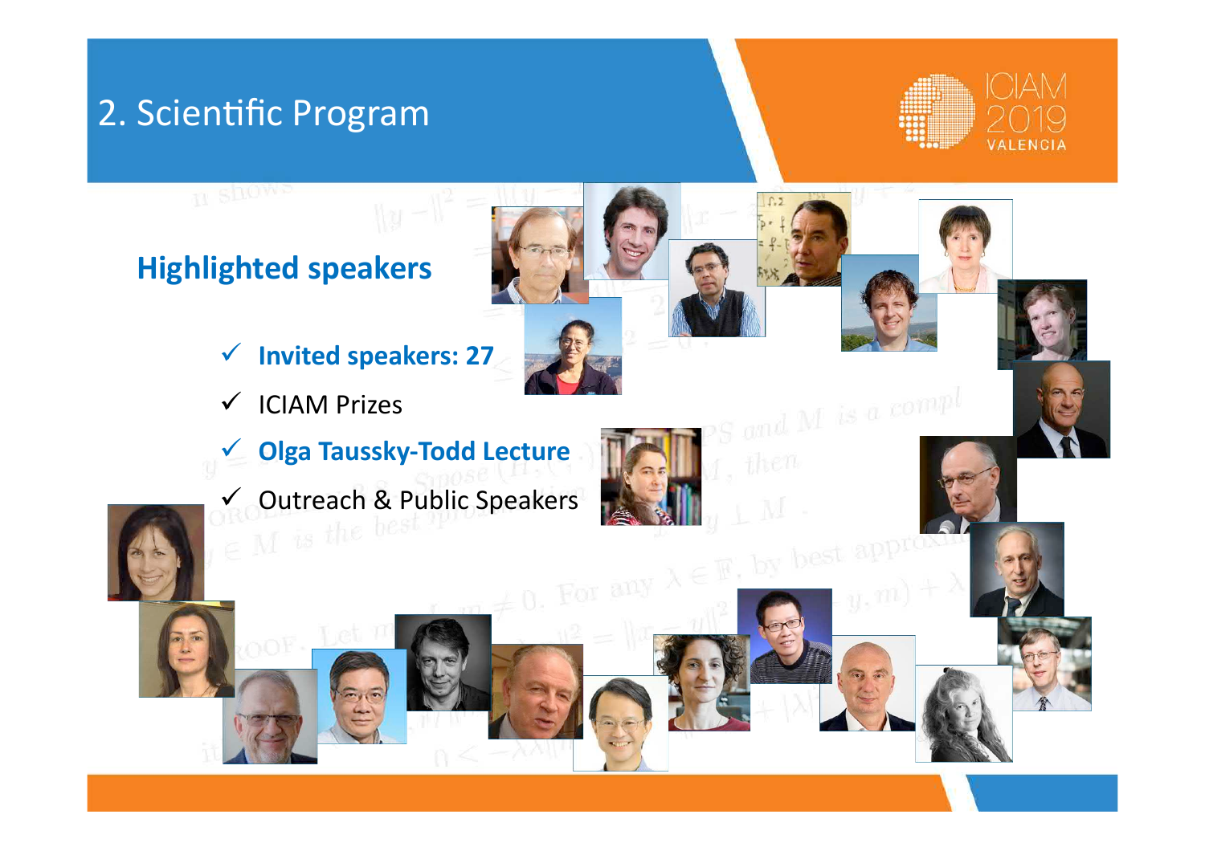## 2. Scientific Program

### Highlighted speakers

- ✓ **Invited speakers: 27**
- ✓ ICIAM Prizes
- ✓ **Olga Taussky-Todd Lecture**
- ✓ Outreach & Public Speakers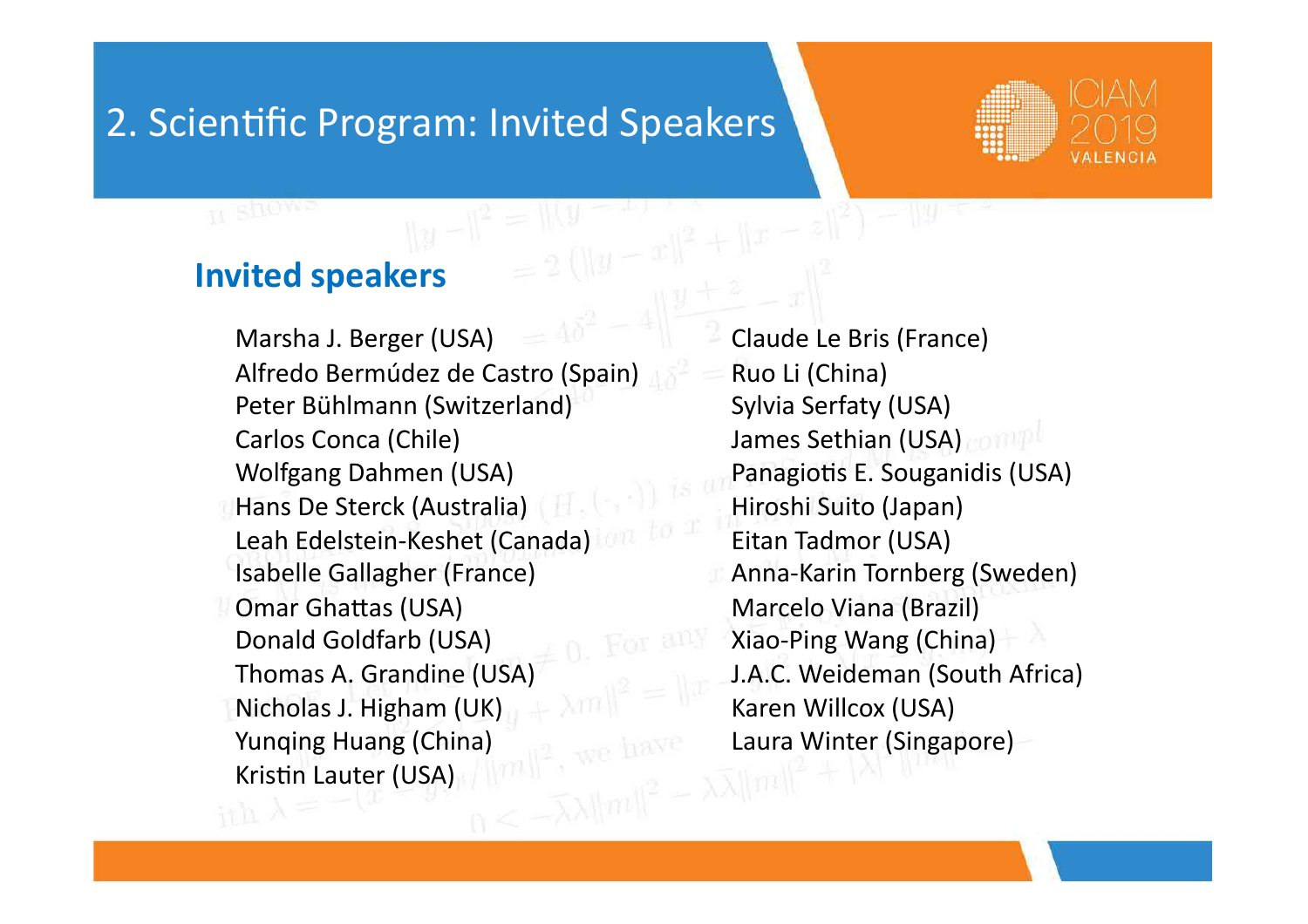# 2. Scientific Program: Invited Speakers

## Invited speakers

- Marsha J. Berger (USA)
- Alfredo Bermúdez de Castro (Spain)
- Peter Bühlmann (Switzerland)
- Carlos Conca (Chile)
- Wolfgang Dahmen (USA)
- Hans De Sterck (Australia)
- Leah Edelstein-Keshet (Canada)
- Isabelle Gallagher (France)
- Omar Ghattas (USA)
- Donald Goldfarb (USA)
- Thomas A. Grandine (USA)
- Nicholas J. Higham (UK)
- Yunqing Huang (China)
- Kristin Lauter (USA)
- Claude Le Bris (France)
- Ruo Li (China)
- Sylvia Serfaty (USA)
- James Sethian (USA)
- Panagiotis E. Souganidis (USA)
- Hiroshi Suito (Japan)
- Eitan Tadmor (USA)
- Anna-Karin Tornberg (Sweden)
- Marcelo Viana (Brazil)
- Xiao-Ping Wang (China)
- J.A.C. Weideman (South Africa)
- Karen Willcox (USA)
- Laura Winter (Singapore)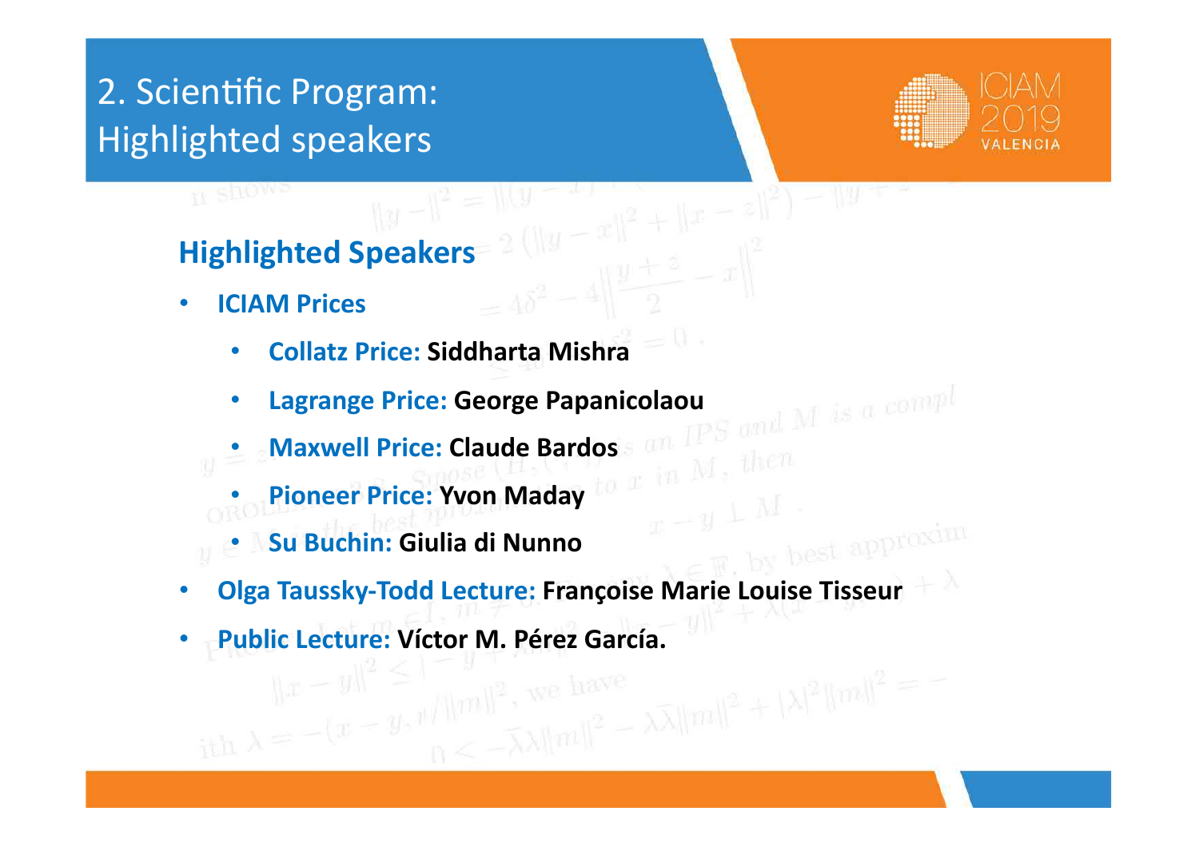# 2. Scientific Program: Highlighted speakers

## Highlighted Speakers

- **ICIAM Prices**
  - **Collatz Price:** Siddharta Mishra
  - **Lagrange Price:** George Papanicolaou
  - **Maxwell Price:** Claude Bardos
  - **Pioneer Price:** Yvon Maday
  - **Su Buchin:** Giulia di Nunno
- **Olga Taussky-Todd Lecture:** Françoise Marie Louise Tisseur
- **Public Lecture:** Víctor M. Pérez García.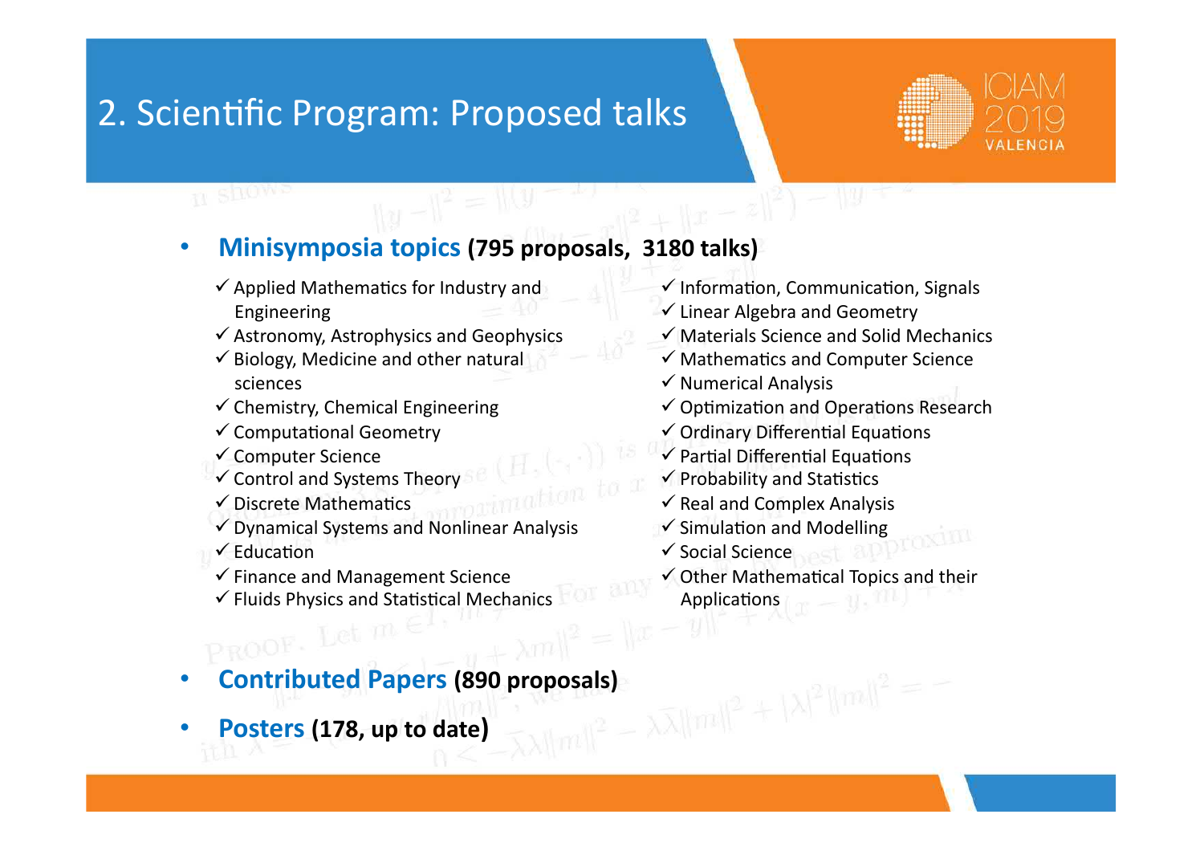# 2. Scientific Program: Proposed talks

- **Minisymposia topics (795 proposals, 3180 talks)**
  - ✓ Applied Mathematics for Industry and Engineering
  - ✓ Astronomy, Astrophysics and Geophysics
  - ✓ Biology, Medicine and other natural sciences
  - ✓ Chemistry, Chemical Engineering
  - ✓ Computational Geometry
  - ✓ Computer Science
  - ✓ Control and Systems Theory
  - ✓ Discrete Mathematics
  - ✓ Dynamical Systems and Nonlinear Analysis
  - ✓ Education
  - ✓ Finance and Management Science
  - ✓ Fluids Physics and Statistical Mechanics
  - ✓ Information, Communication, Signals
  - ✓ Linear Algebra and Geometry
  - ✓ Materials Science and Solid Mechanics
  - ✓ Mathematics and Computer Science
  - ✓ Numerical Analysis
  - ✓ Optimization and Operations Research
  - ✓ Ordinary Differential Equations
  - ✓ Partial Differential Equations
  - ✓ Probability and Statistics
  - ✓ Real and Complex Analysis
  - ✓ Simulation and Modelling
  - ✓ Social Science
  - ✓ Other Mathematical Topics and their Applications
- **Contributed Papers (890 proposals)**
- **Posters (178, up to date)**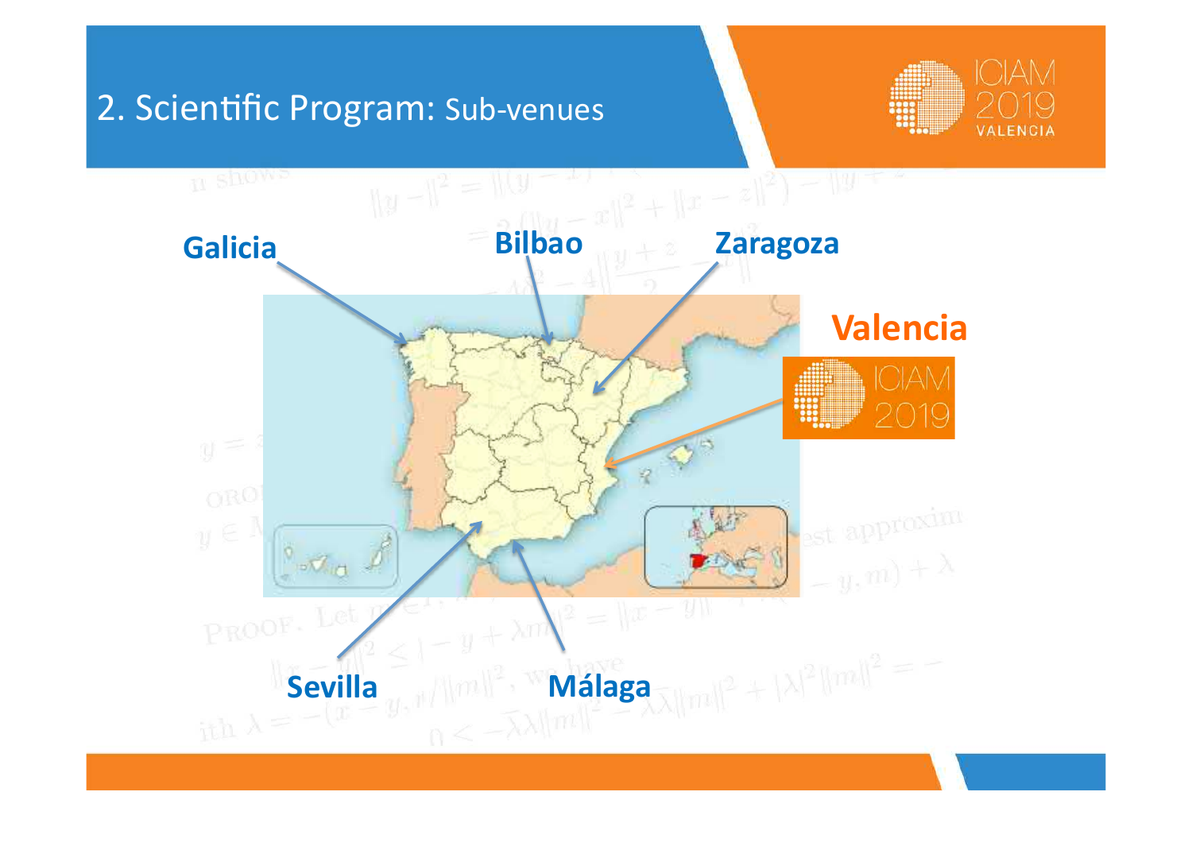## 2. Scientific Program: Sub-venues

Galicia

Bilbao

Zaragoza

Valencia

Sevilla

Málaga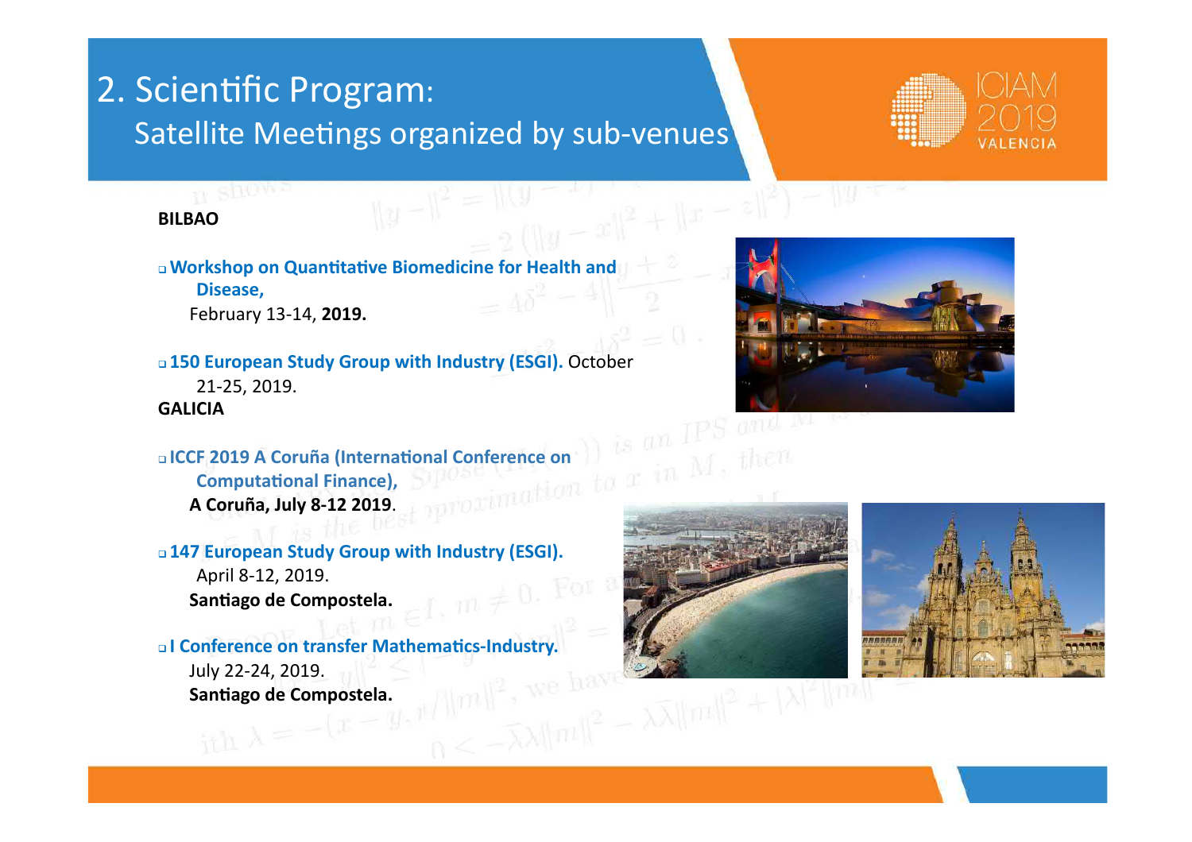# 2. Scientific Program:

## Satellite Meetings organized by sub-venues

**BILBAO**

- **Workshop on Quantitative Biomedicine for Health and Disease,**
  February 13-14, **2019.**

- **150 European Study Group with Industry (ESGI).** October 21-25, 2019.

**GALICIA**

- **ICCF 2019 A Coruña (International Conference on Computational Finance),**
  **A Coruña, July 8-12 2019**.

- **147 European Study Group with Industry (ESGI).**
  April 8-12, 2019.
  **Santiago de Compostela.**

- **I Conference on transfer Mathematics-Industry.**
  July 22-24, 2019.
  **Santiago de Compostela.**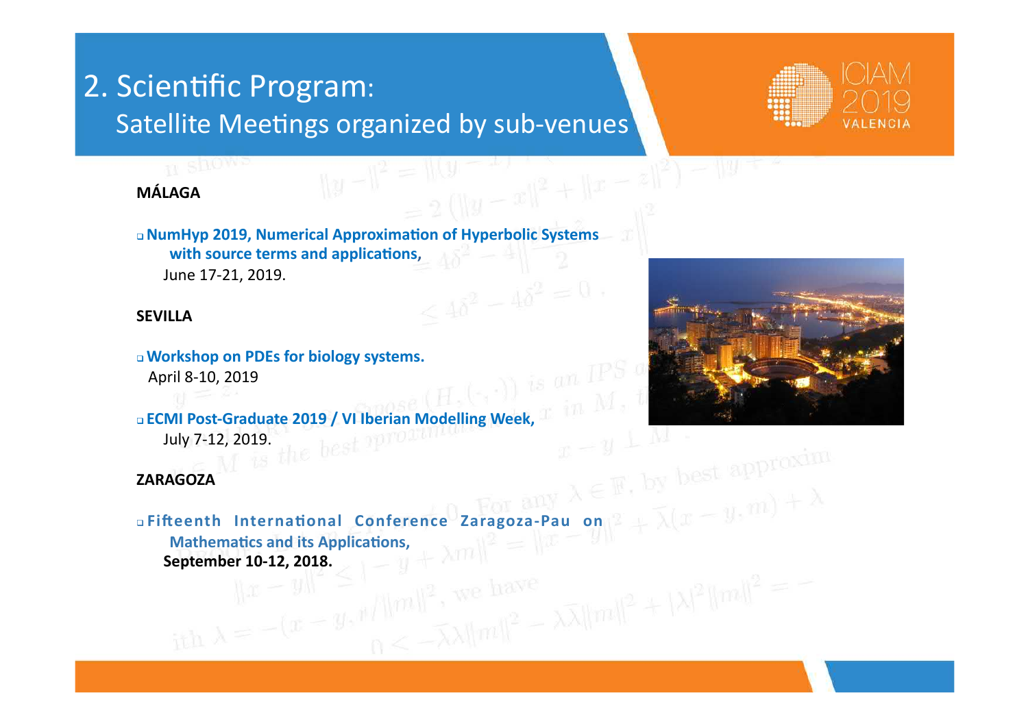# 2. Scientific Program:

## Satellite Meetings organized by sub-venues

**MÁLAGA**

- **NumHyp 2019, Numerical Approximation of Hyperbolic Systems with source terms and applications,**
  June 17-21, 2019.

**SEVILLA**

- **Workshop on PDEs for biology systems.**
  April 8-10, 2019
- **ECMI Post-Graduate 2019 / VI Iberian Modelling Week,**
  July 7-12, 2019.

**ZARAGOZA**

- **Fifteenth International Conference Zaragoza-Pau on Mathematics and its Applications,**
  **September 10-12, 2018.**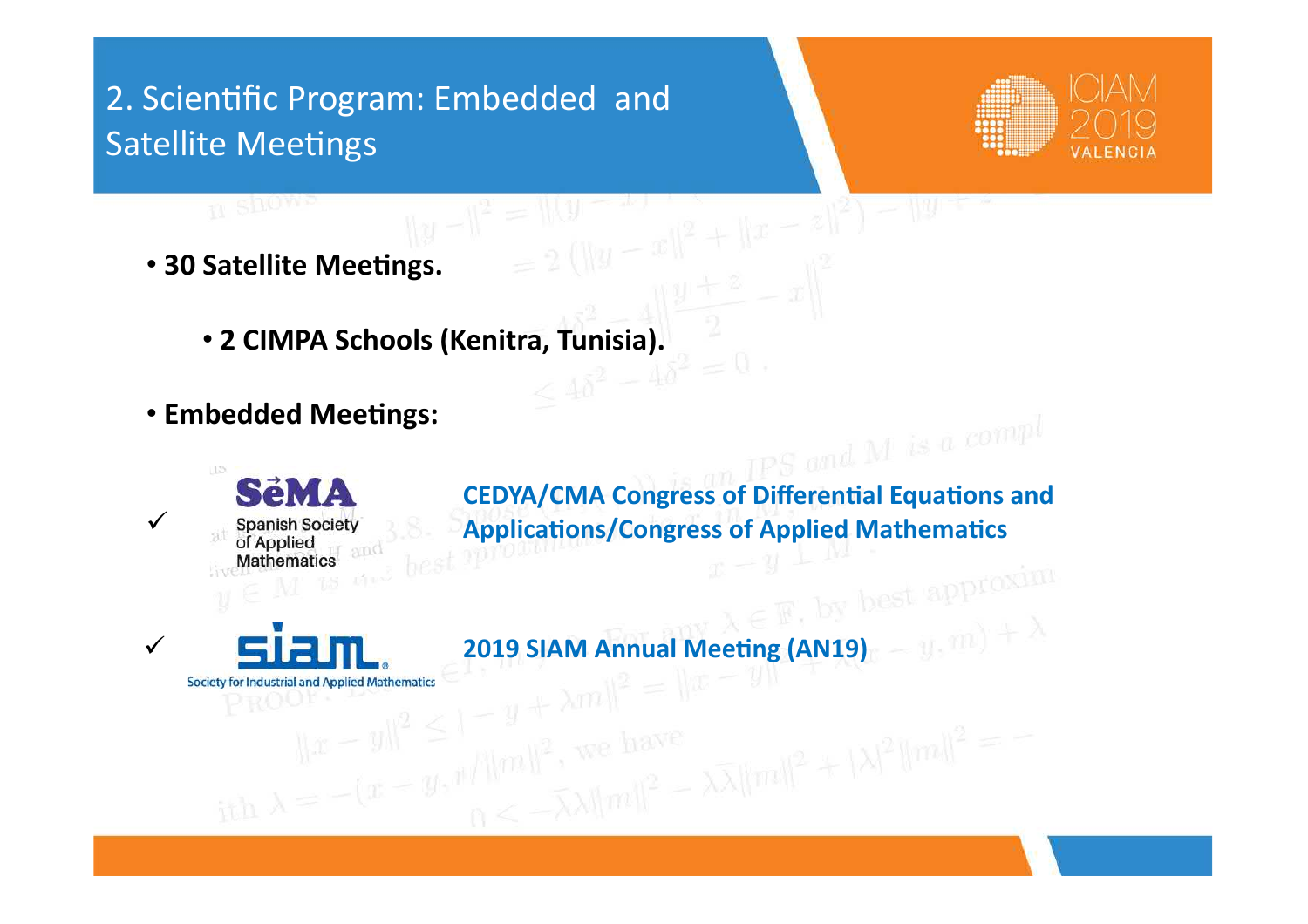## 2. Scientific Program: Embedded and Satellite Meetings

- **30 Satellite Meetings.**
  - **2 CIMPA Schools (Kenitra, Tunisia).**
- **Embedded Meetings:**

✓ SēMA Spanish Society of Applied Mathematics — **CEDYA/CMA Congress of Differential Equations and Applications/Congress of Applied Mathematics**

✓ siam Society for Industrial and Applied Mathematics — **2019 SIAM Annual Meeting (AN19)**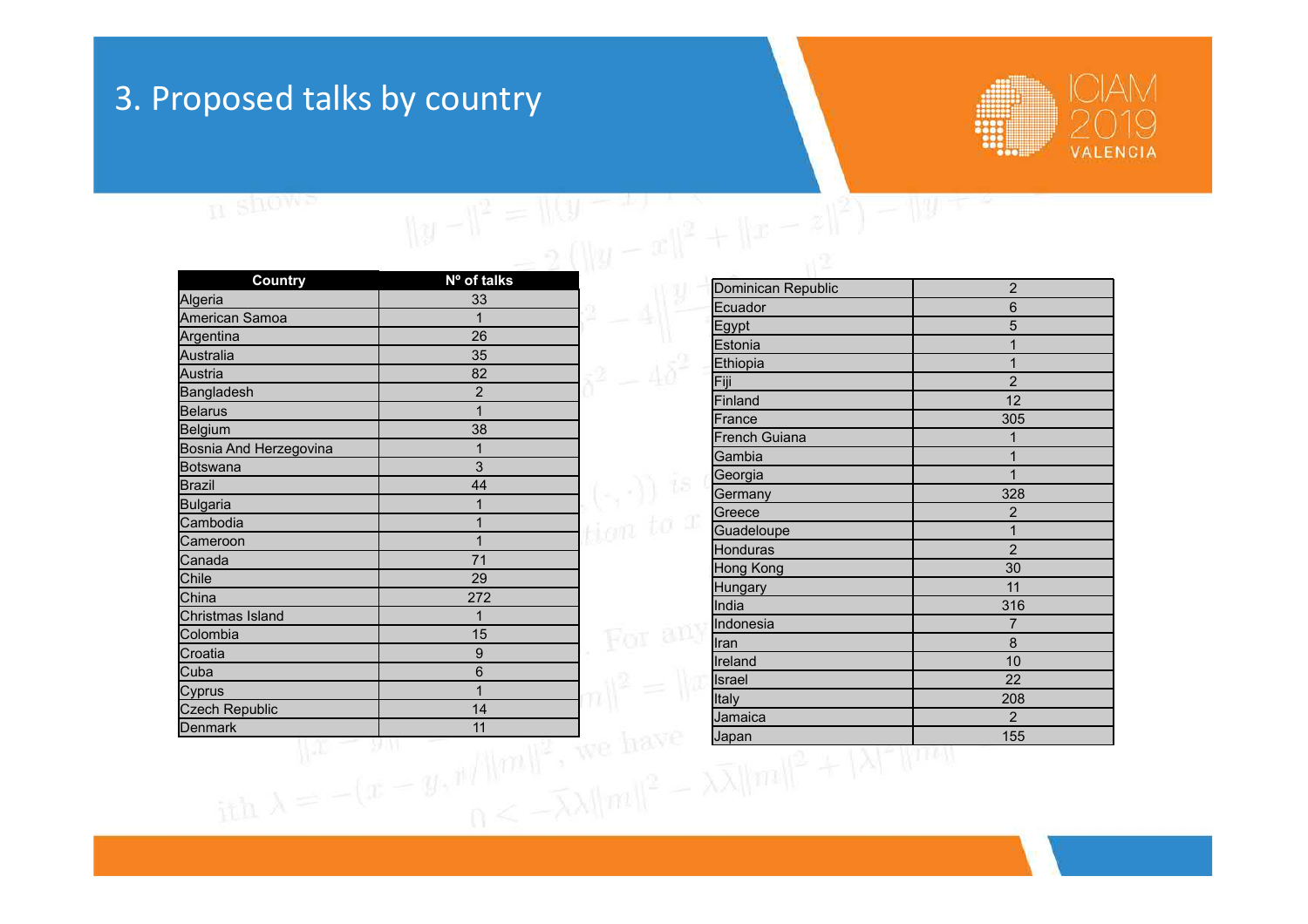## 3. Proposed talks by country

| Country | Nº of talks |
|---|---|
| Algeria | 33 |
| American Samoa | 1 |
| Argentina | 26 |
| Australia | 35 |
| Austria | 82 |
| Bangladesh | 2 |
| Belarus | 1 |
| Belgium | 38 |
| Bosnia And Herzegovina | 1 |
| Botswana | 3 |
| Brazil | 44 |
| Bulgaria | 1 |
| Cambodia | 1 |
| Cameroon | 1 |
| Canada | 71 |
| Chile | 29 |
| China | 272 |
| Christmas Island | 1 |
| Colombia | 15 |
| Croatia | 9 |
| Cuba | 6 |
| Cyprus | 1 |
| Czech Republic | 14 |
| Denmark | 11 |
| Dominican Republic | 2 |
| Ecuador | 6 |
| Egypt | 5 |
| Estonia | 1 |
| Ethiopia | 1 |
| Fiji | 2 |
| Finland | 12 |
| France | 305 |
| French Guiana | 1 |
| Gambia | 1 |
| Georgia | 1 |
| Germany | 328 |
| Greece | 2 |
| Guadeloupe | 1 |
| Honduras | 2 |
| Hong Kong | 30 |
| Hungary | 11 |
| India | 316 |
| Indonesia | 7 |
| Iran | 8 |
| Ireland | 10 |
| Israel | 22 |
| Italy | 208 |
| Jamaica | 2 |
| Japan | 155 |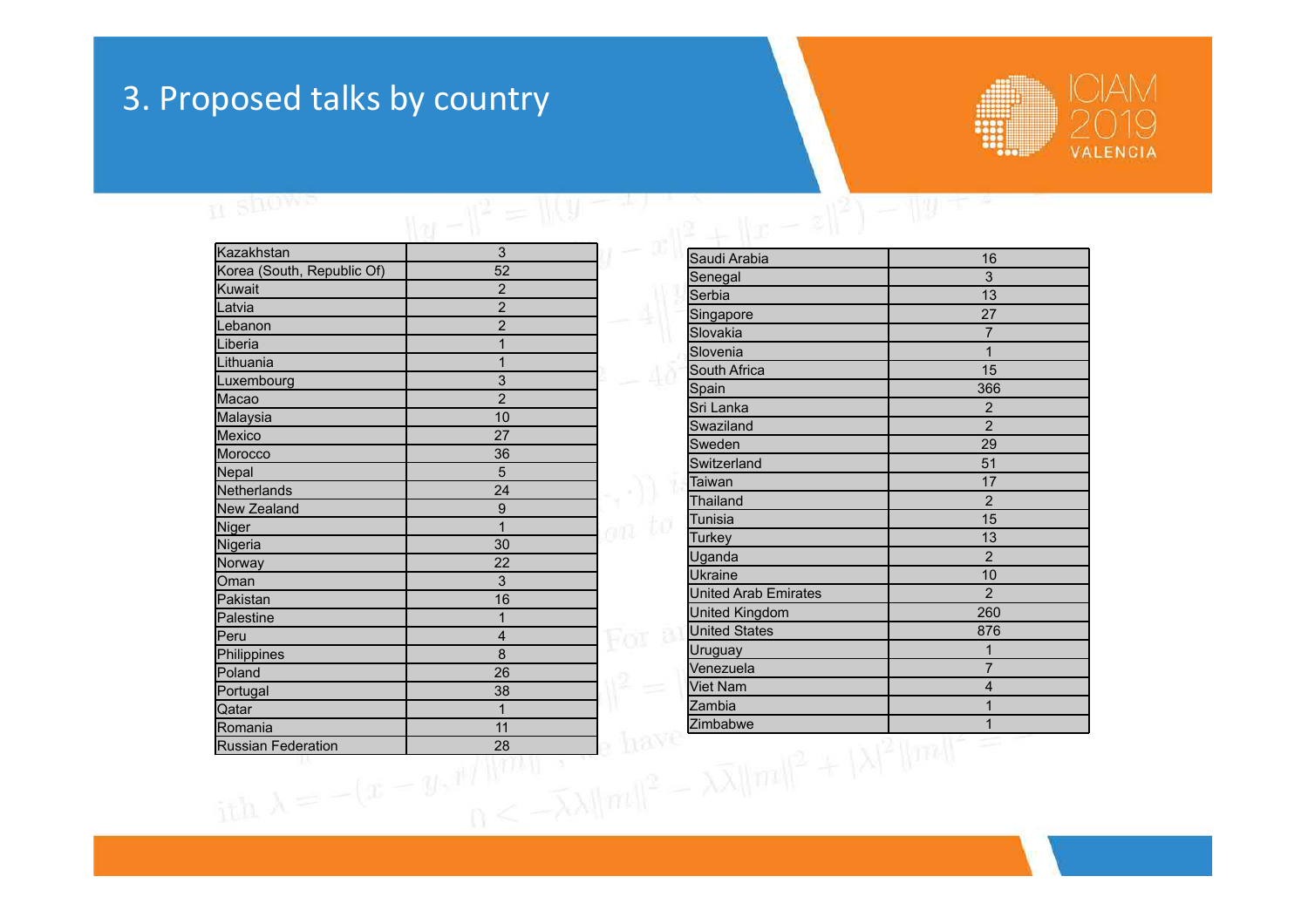# 3. Proposed talks by country

| Country | Talks |
|---|---|
| Kazakhstan | 3 |
| Korea (South, Republic Of) | 52 |
| Kuwait | 2 |
| Latvia | 2 |
| Lebanon | 2 |
| Liberia | 1 |
| Lithuania | 1 |
| Luxembourg | 3 |
| Macao | 2 |
| Malaysia | 10 |
| Mexico | 27 |
| Morocco | 36 |
| Nepal | 5 |
| Netherlands | 24 |
| New Zealand | 9 |
| Niger | 1 |
| Nigeria | 30 |
| Norway | 22 |
| Oman | 3 |
| Pakistan | 16 |
| Palestine | 1 |
| Peru | 4 |
| Philippines | 8 |
| Poland | 26 |
| Portugal | 38 |
| Qatar | 1 |
| Romania | 11 |
| Russian Federation | 28 |

| Country | Talks |
|---|---|
| Saudi Arabia | 16 |
| Senegal | 3 |
| Serbia | 13 |
| Singapore | 27 |
| Slovakia | 7 |
| Slovenia | 1 |
| South Africa | 15 |
| Spain | 366 |
| Sri Lanka | 2 |
| Swaziland | 2 |
| Sweden | 29 |
| Switzerland | 51 |
| Taiwan | 17 |
| Thailand | 2 |
| Tunisia | 15 |
| Turkey | 13 |
| Uganda | 2 |
| Ukraine | 10 |
| United Arab Emirates | 2 |
| United Kingdom | 260 |
| United States | 876 |
| Uruguay | 1 |
| Venezuela | 7 |
| Viet Nam | 4 |
| Zambia | 1 |
| Zimbabwe | 1 |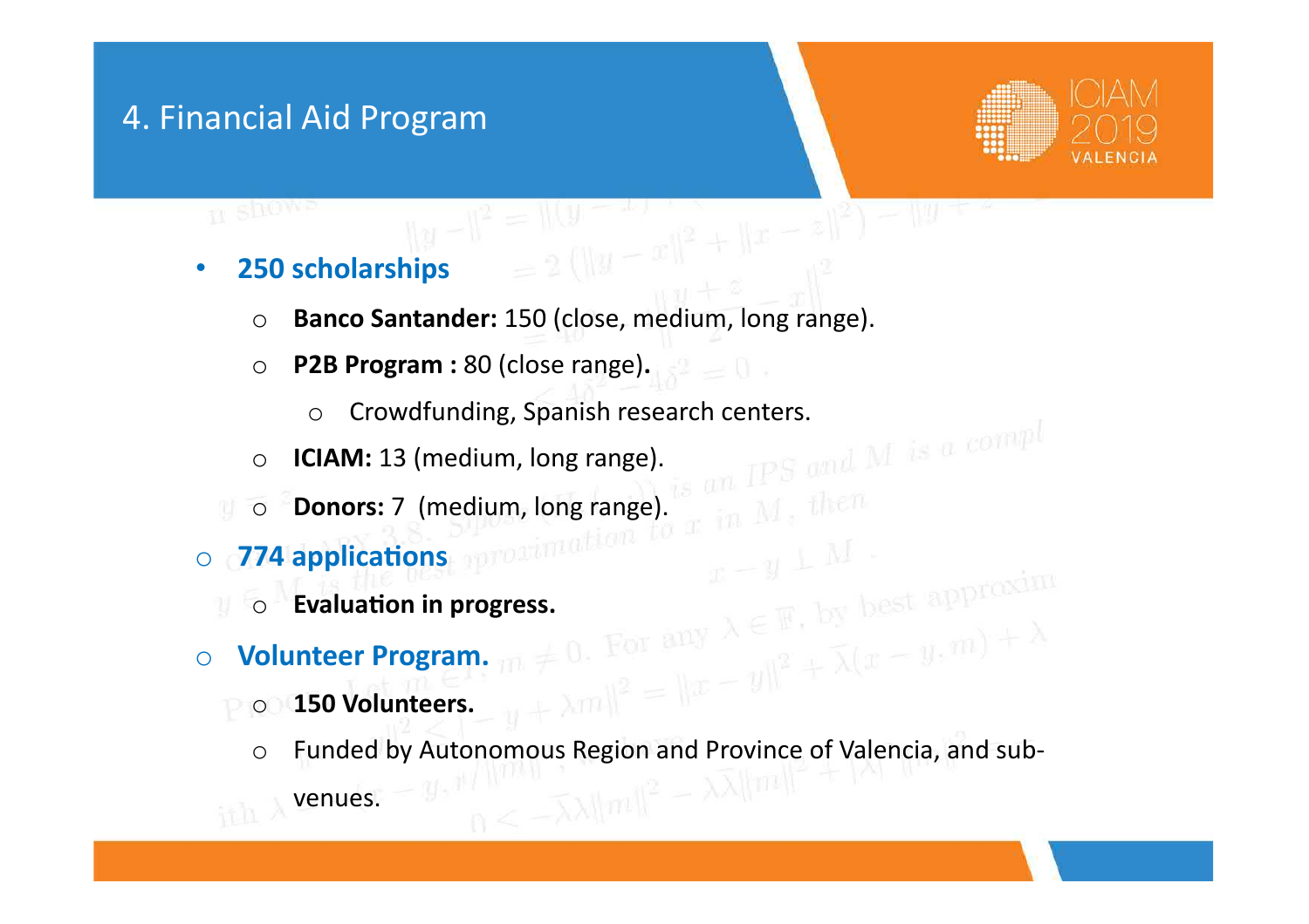# 4. Financial Aid Program

- **250 scholarships**
  - **Banco Santander:** 150 (close, medium, long range).
  - **P2B Program :** 80 (close range)**.**
    - Crowdfunding, Spanish research centers.
  - **ICIAM:** 13 (medium, long range).
  - **Donors:** 7 (medium, long range).
- **774 applications**
  - **Evaluation in progress.**
- **Volunteer Program.**
  - **150 Volunteers.**
  - Funded by Autonomous Region and Province of Valencia, and sub-venues.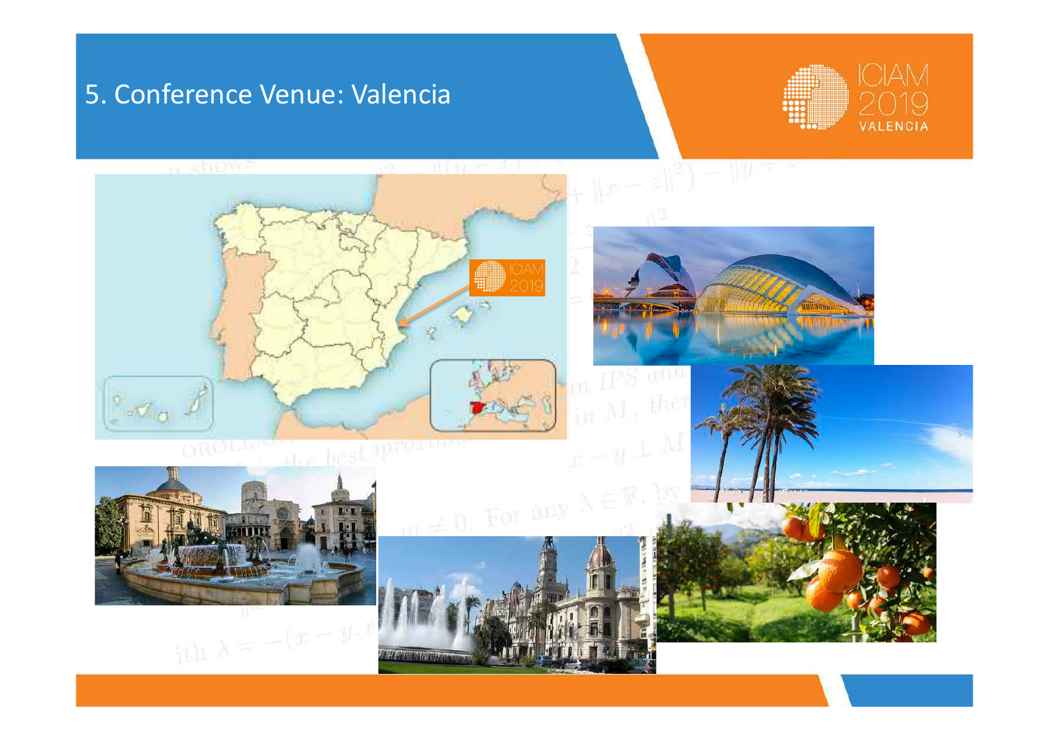# 5. Conference Venue: Valencia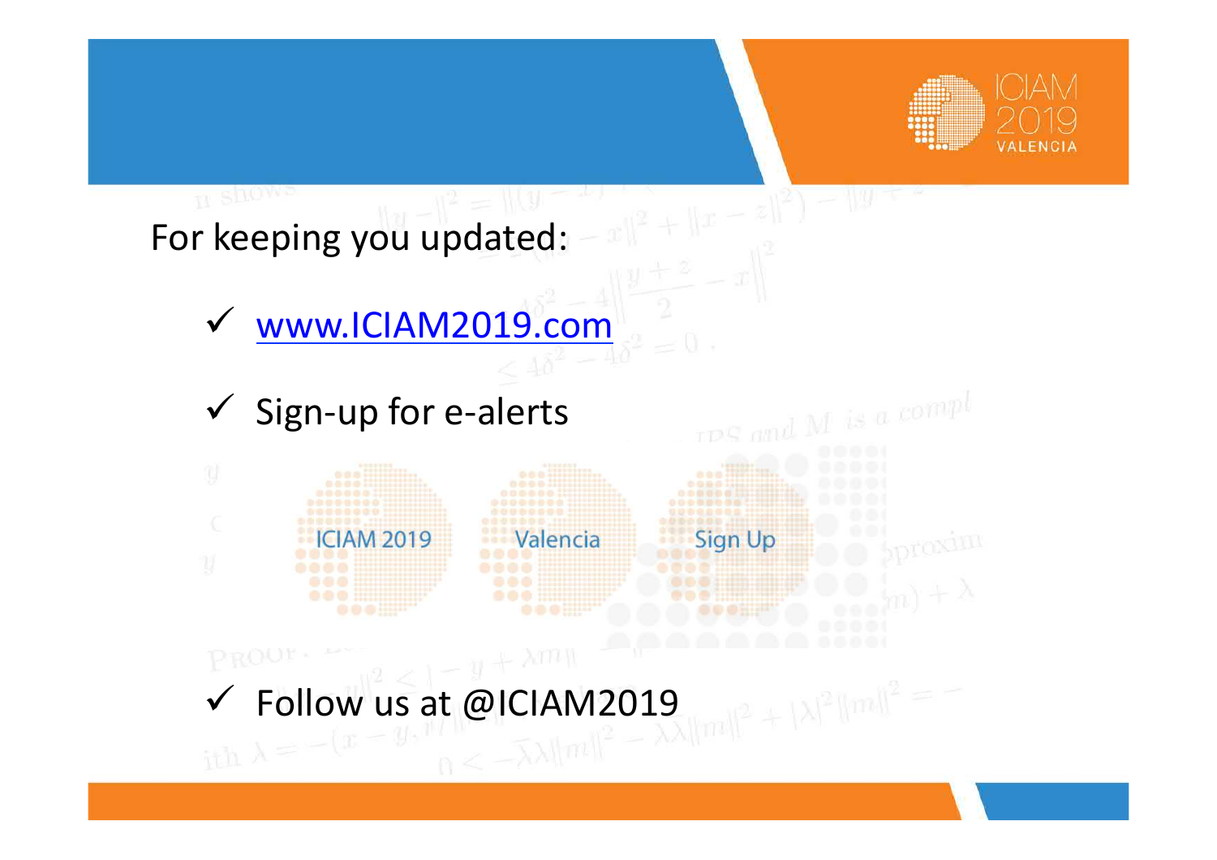For keeping you updated:

- ✓ www.ICIAM2019.com
- ✓ Sign-up for e-alerts

ICIAM 2019 Valencia Sign Up

- ✓ Follow us at @ICIAM2019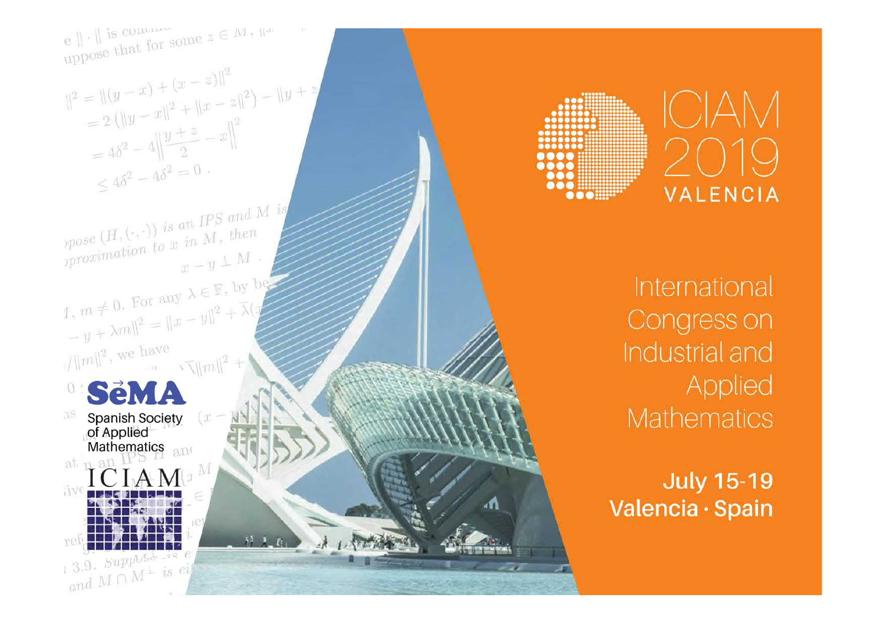# ICIAM 2019 VALENCIA

International Congress on Industrial and Applied Mathematics

**July 15-19**
**Valencia · Spain**

SeMA
Spanish Society of Applied Mathematics

ICIAM